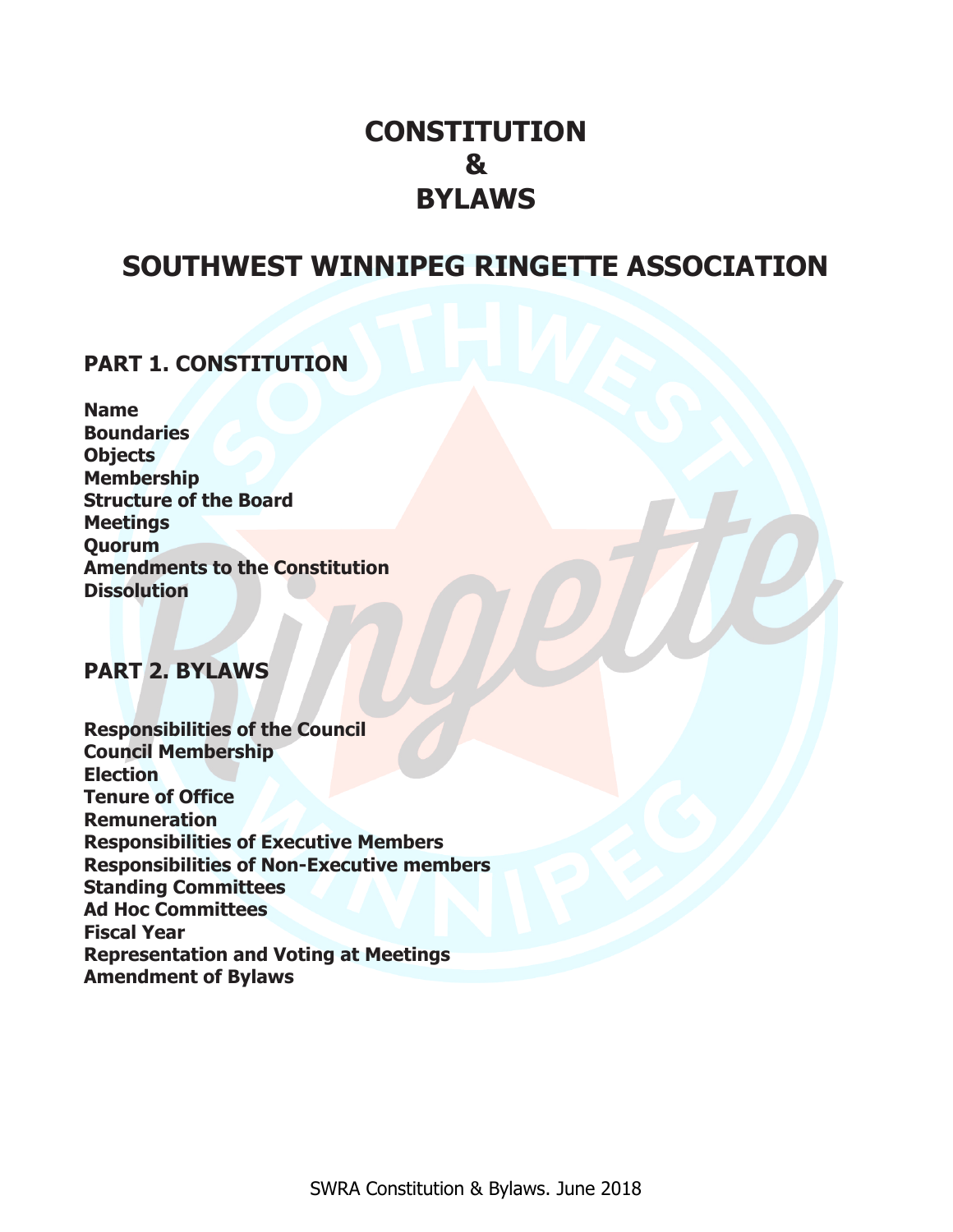# CONSTITUTION
# &
# BYLAWS

# SOUTHWEST WINNIPEG RINGETTE ASSOCIATION

## PART 1. CONSTITUTION

**Name**
**Boundaries**
**Objects**
**Membership**
**Structure of the Board**
**Meetings**
**Quorum**
**Amendments to the Constitution**
**Dissolution**

## PART 2. BYLAWS

**Responsibilities of the Council**
**Council Membership**
**Election**
**Tenure of Office**
**Remuneration**
**Responsibilities of Executive Members**
**Responsibilities of Non-Executive members**
**Standing Committees**
**Ad Hoc Committees**
**Fiscal Year**
**Representation and Voting at Meetings**
**Amendment of Bylaws**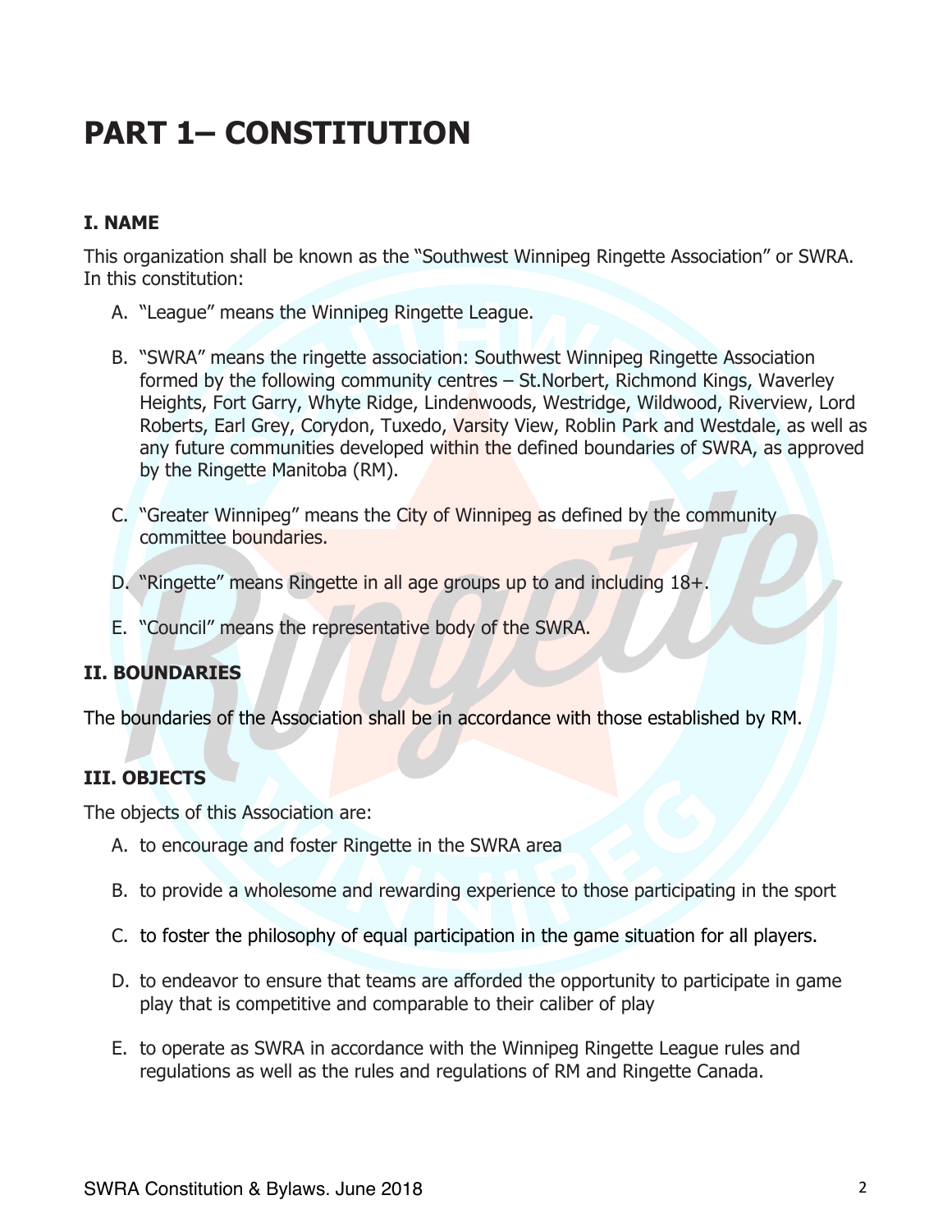# PART 1– CONSTITUTION

### I. NAME

This organization shall be known as the "Southwest Winnipeg Ringette Association" or SWRA. In this constitution:

A. "League" means the Winnipeg Ringette League.

B. "SWRA" means the ringette association: Southwest Winnipeg Ringette Association formed by the following community centres – St.Norbert, Richmond Kings, Waverley Heights, Fort Garry, Whyte Ridge, Lindenwoods, Westridge, Wildwood, Riverview, Lord Roberts, Earl Grey, Corydon, Tuxedo, Varsity View, Roblin Park and Westdale, as well as any future communities developed within the defined boundaries of SWRA, as approved by the Ringette Manitoba (RM).

C. "Greater Winnipeg" means the City of Winnipeg as defined by the community committee boundaries.

D. "Ringette" means Ringette in all age groups up to and including 18+.

E. "Council" means the representative body of the SWRA.

### II. BOUNDARIES

The boundaries of the Association shall be in accordance with those established by RM.

### III. OBJECTS

The objects of this Association are:

A. to encourage and foster Ringette in the SWRA area

B. to provide a wholesome and rewarding experience to those participating in the sport

C. to foster the philosophy of equal participation in the game situation for all players.

D. to endeavor to ensure that teams are afforded the opportunity to participate in game play that is competitive and comparable to their caliber of play

E. to operate as SWRA in accordance with the Winnipeg Ringette League rules and regulations as well as the rules and regulations of RM and Ringette Canada.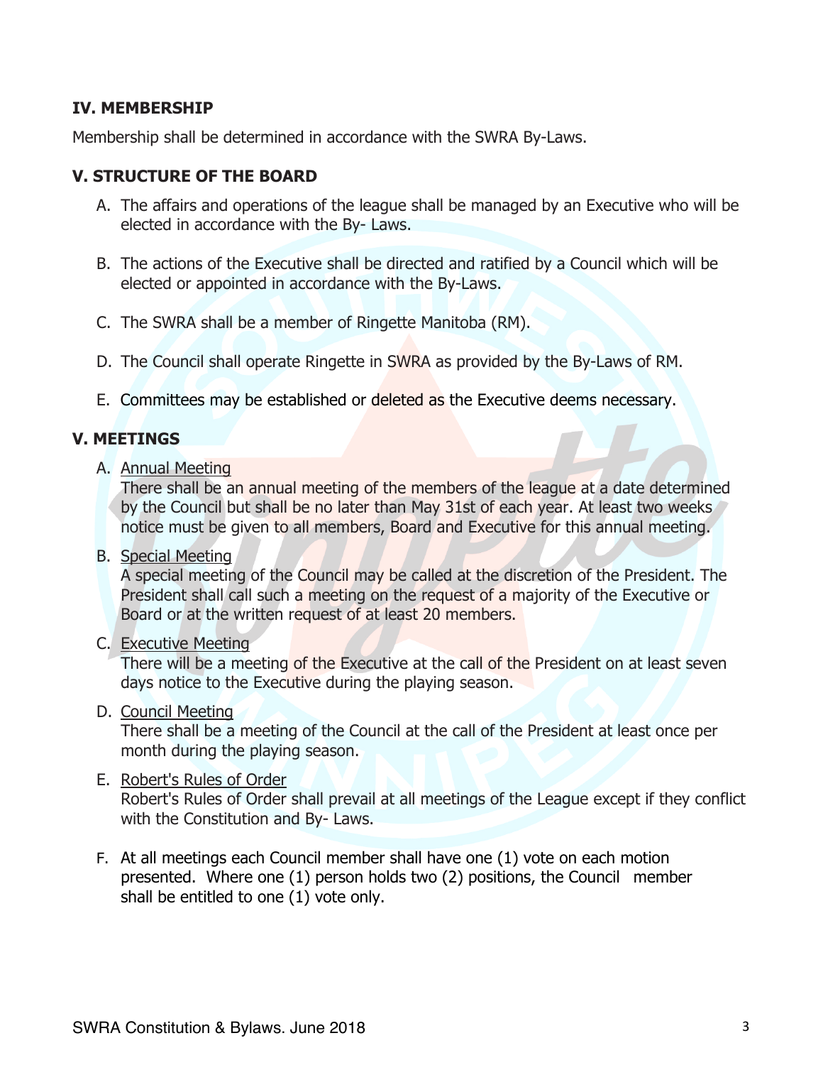## IV. MEMBERSHIP

Membership shall be determined in accordance with the SWRA By-Laws.

## V. STRUCTURE OF THE BOARD

A. The affairs and operations of the league shall be managed by an Executive who will be elected in accordance with the By- Laws.

B. The actions of the Executive shall be directed and ratified by a Council which will be elected or appointed in accordance with the By-Laws.

C. The SWRA shall be a member of Ringette Manitoba (RM).

D. The Council shall operate Ringette in SWRA as provided by the By-Laws of RM.

E. Committees may be established or deleted as the Executive deems necessary.

## V. MEETINGS

A. <u>Annual Meeting</u>
There shall be an annual meeting of the members of the league at a date determined by the Council but shall be no later than May 31st of each year. At least two weeks notice must be given to all members, Board and Executive for this annual meeting.

B. <u>Special Meeting</u>
A special meeting of the Council may be called at the discretion of the President. The President shall call such a meeting on the request of a majority of the Executive or Board or at the written request of at least 20 members.

C. <u>Executive Meeting</u>
There will be a meeting of the Executive at the call of the President on at least seven days notice to the Executive during the playing season.

D. <u>Council Meeting</u>
There shall be a meeting of the Council at the call of the President at least once per month during the playing season.

E. <u>Robert's Rules of Order</u>
Robert's Rules of Order shall prevail at all meetings of the League except if they conflict with the Constitution and By- Laws.

F. At all meetings each Council member shall have one (1) vote on each motion presented. Where one (1) person holds two (2) positions, the Council member shall be entitled to one (1) vote only.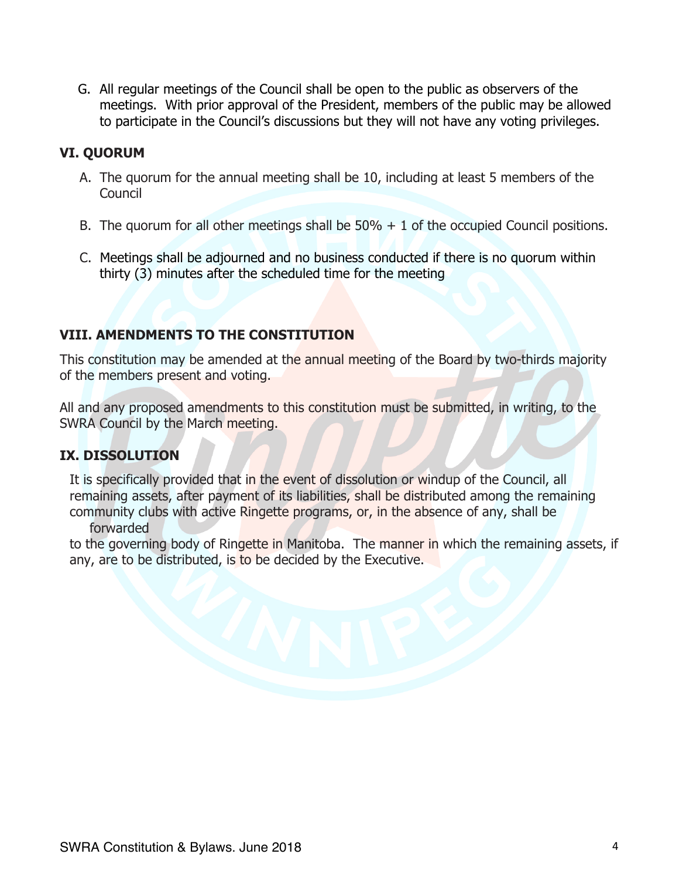G. All regular meetings of the Council shall be open to the public as observers of the meetings. With prior approval of the President, members of the public may be allowed to participate in the Council's discussions but they will not have any voting privileges.

## VI. QUORUM

A. The quorum for the annual meeting shall be 10, including at least 5 members of the Council

B. The quorum for all other meetings shall be 50% + 1 of the occupied Council positions.

C. Meetings shall be adjourned and no business conducted if there is no quorum within thirty (3) minutes after the scheduled time for the meeting

## VIII. AMENDMENTS TO THE CONSTITUTION

This constitution may be amended at the annual meeting of the Board by two-thirds majority of the members present and voting.

All and any proposed amendments to this constitution must be submitted, in writing, to the SWRA Council by the March meeting.

## IX. DISSOLUTION

It is specifically provided that in the event of dissolution or windup of the Council, all remaining assets, after payment of its liabilities, shall be distributed among the remaining community clubs with active Ringette programs, or, in the absence of any, shall be forwarded to the governing body of Ringette in Manitoba. The manner in which the remaining assets, if any, are to be distributed, is to be decided by the Executive.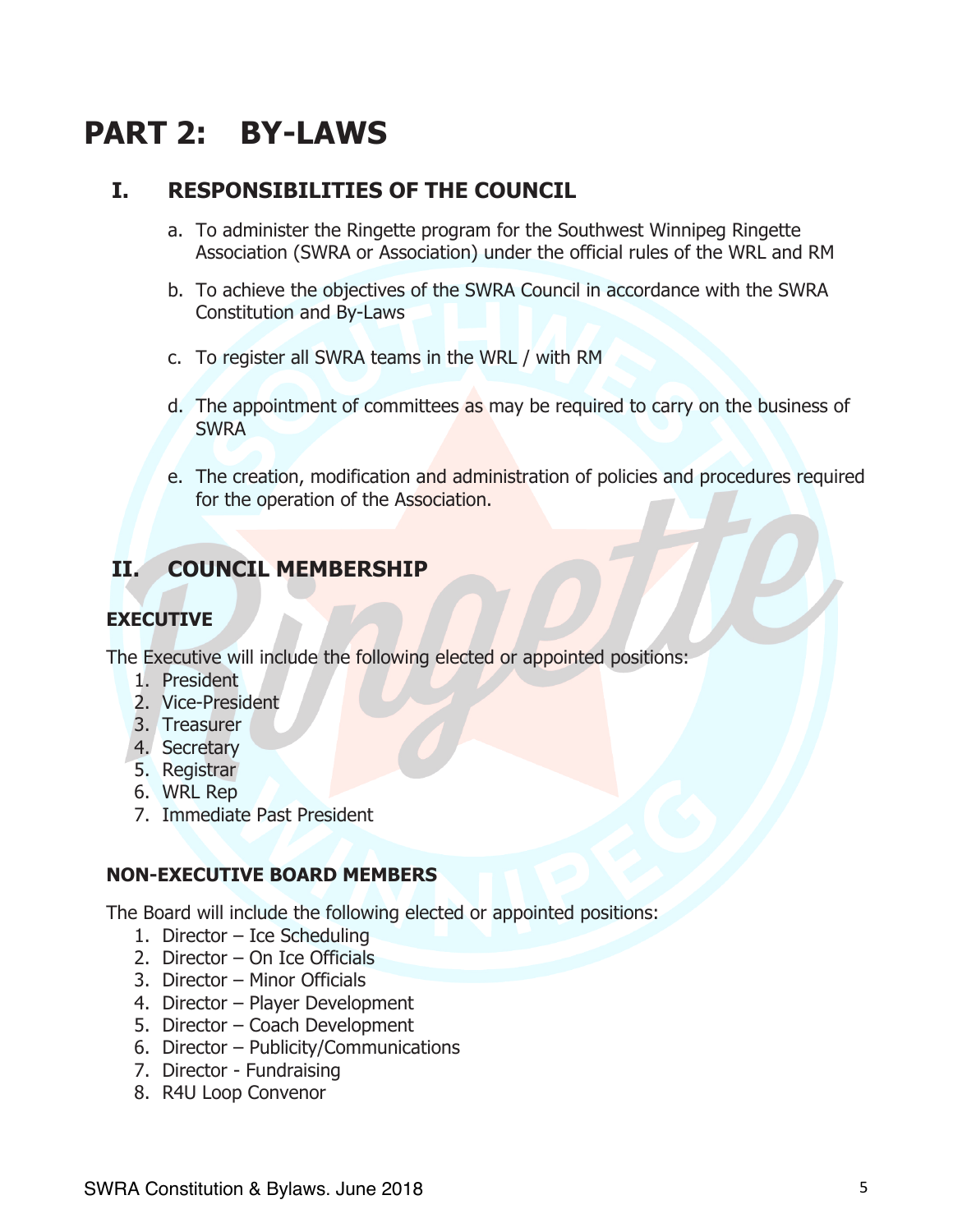# PART 2: BY-LAWS

## I. RESPONSIBILITIES OF THE COUNCIL

a. To administer the Ringette program for the Southwest Winnipeg Ringette Association (SWRA or Association) under the official rules of the WRL and RM

b. To achieve the objectives of the SWRA Council in accordance with the SWRA Constitution and By-Laws

c. To register all SWRA teams in the WRL / with RM

d. The appointment of committees as may be required to carry on the business of SWRA

e. The creation, modification and administration of policies and procedures required for the operation of the Association.

## II. COUNCIL MEMBERSHIP

### EXECUTIVE

The Executive will include the following elected or appointed positions:

1. President
2. Vice-President
3. Treasurer
4. Secretary
5. Registrar
6. WRL Rep
7. Immediate Past President

### NON-EXECUTIVE BOARD MEMBERS

The Board will include the following elected or appointed positions:

1. Director – Ice Scheduling
2. Director – On Ice Officials
3. Director – Minor Officials
4. Director – Player Development
5. Director – Coach Development
6. Director – Publicity/Communications
7. Director - Fundraising
8. R4U Loop Convenor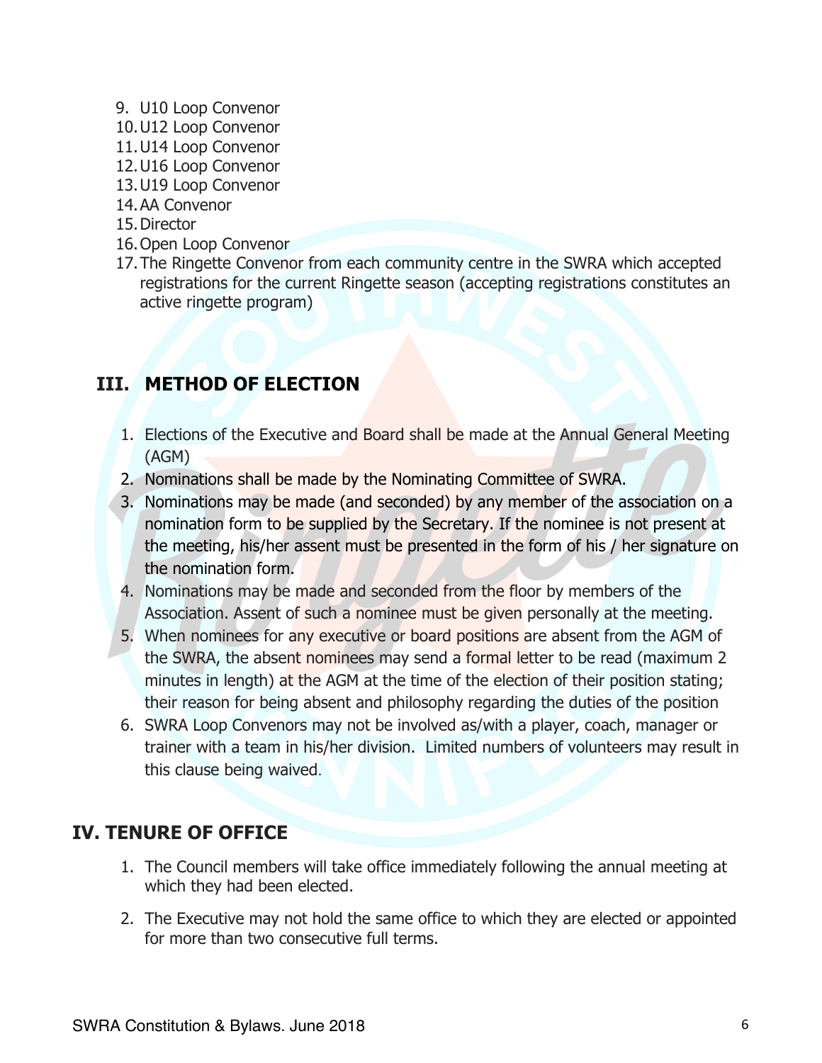9. U10 Loop Convenor
10. U12 Loop Convenor
11. U14 Loop Convenor
12. U16 Loop Convenor
13. U19 Loop Convenor
14. AA Convenor
15. Director
16. Open Loop Convenor
17. The Ringette Convenor from each community centre in the SWRA which accepted registrations for the current Ringette season (accepting registrations constitutes an active ringette program)

## III. METHOD OF ELECTION

1. Elections of the Executive and Board shall be made at the Annual General Meeting (AGM)
2. Nominations shall be made by the Nominating Committee of SWRA.
3. Nominations may be made (and seconded) by any member of the association on a nomination form to be supplied by the Secretary. If the nominee is not present at the meeting, his/her assent must be presented in the form of his / her signature on the nomination form.
4. Nominations may be made and seconded from the floor by members of the Association. Assent of such a nominee must be given personally at the meeting.
5. When nominees for any executive or board positions are absent from the AGM of the SWRA, the absent nominees may send a formal letter to be read (maximum 2 minutes in length) at the AGM at the time of the election of their position stating; their reason for being absent and philosophy regarding the duties of the position
6. SWRA Loop Convenors may not be involved as/with a player, coach, manager or trainer with a team in his/her division. Limited numbers of volunteers may result in this clause being waived.

## IV. TENURE OF OFFICE

1. The Council members will take office immediately following the annual meeting at which they had been elected.
2. The Executive may not hold the same office to which they are elected or appointed for more than two consecutive full terms.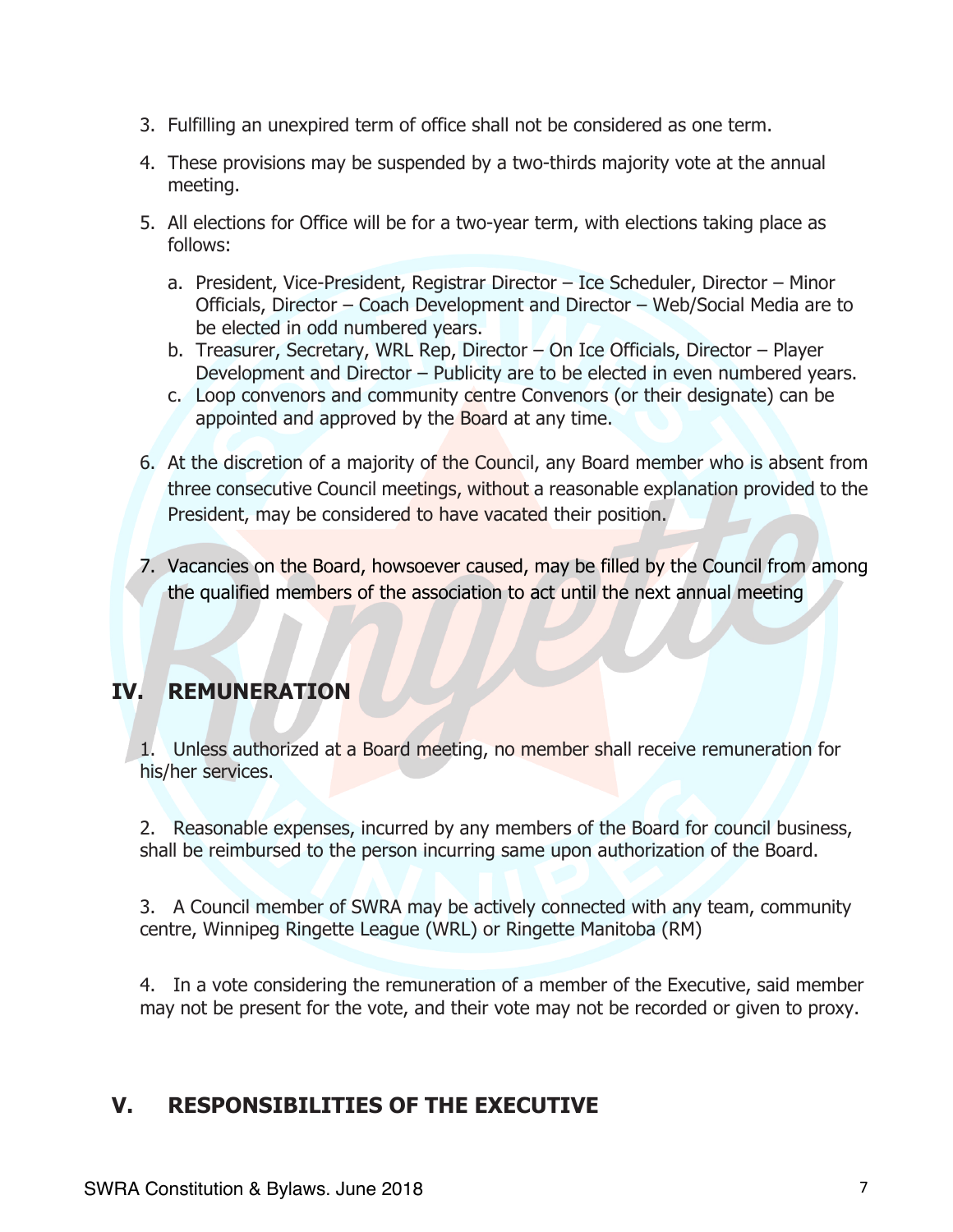3. Fulfilling an unexpired term of office shall not be considered as one term.
4. These provisions may be suspended by a two-thirds majority vote at the annual meeting.
5. All elections for Office will be for a two-year term, with elections taking place as follows:
   a. President, Vice-President, Registrar Director – Ice Scheduler, Director – Minor Officials, Director – Coach Development and Director – Web/Social Media are to be elected in odd numbered years.
   b. Treasurer, Secretary, WRL Rep, Director – On Ice Officials, Director – Player Development and Director – Publicity are to be elected in even numbered years.
   c. Loop convenors and community centre Convenors (or their designate) can be appointed and approved by the Board at any time.
6. At the discretion of a majority of the Council, any Board member who is absent from three consecutive Council meetings, without a reasonable explanation provided to the President, may be considered to have vacated their position.
7. Vacancies on the Board, howsoever caused, may be filled by the Council from among the qualified members of the association to act until the next annual meeting

## IV. REMUNERATION

1. Unless authorized at a Board meeting, no member shall receive remuneration for his/her services.

2. Reasonable expenses, incurred by any members of the Board for council business, shall be reimbursed to the person incurring same upon authorization of the Board.

3. A Council member of SWRA may be actively connected with any team, community centre, Winnipeg Ringette League (WRL) or Ringette Manitoba (RM)

4. In a vote considering the remuneration of a member of the Executive, said member may not be present for the vote, and their vote may not be recorded or given to proxy.

## V. RESPONSIBILITIES OF THE EXECUTIVE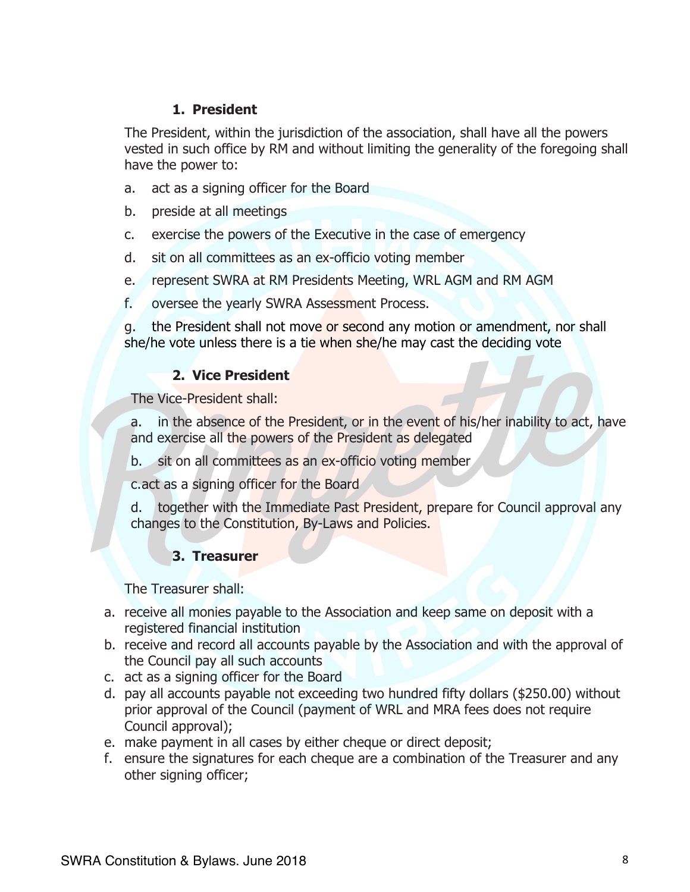### 1. President

The President, within the jurisdiction of the association, shall have all the powers vested in such office by RM and without limiting the generality of the foregoing shall have the power to:

a. act as a signing officer for the Board

b. preside at all meetings

c. exercise the powers of the Executive in the case of emergency

d. sit on all committees as an ex-officio voting member

e. represent SWRA at RM Presidents Meeting, WRL AGM and RM AGM

f. oversee the yearly SWRA Assessment Process.

g. the President shall not move or second any motion or amendment, nor shall she/he vote unless there is a tie when she/he may cast the deciding vote

### 2. Vice President

The Vice-President shall:

a. in the absence of the President, or in the event of his/her inability to act, have and exercise all the powers of the President as delegated

b. sit on all committees as an ex-officio voting member

c. act as a signing officer for the Board

d. together with the Immediate Past President, prepare for Council approval any changes to the Constitution, By-Laws and Policies.

### 3. Treasurer

The Treasurer shall:

a. receive all monies payable to the Association and keep same on deposit with a registered financial institution
b. receive and record all accounts payable by the Association and with the approval of the Council pay all such accounts
c. act as a signing officer for the Board
d. pay all accounts payable not exceeding two hundred fifty dollars ($250.00) without prior approval of the Council (payment of WRL and MRA fees does not require Council approval);
e. make payment in all cases by either cheque or direct deposit;
f. ensure the signatures for each cheque are a combination of the Treasurer and any other signing officer;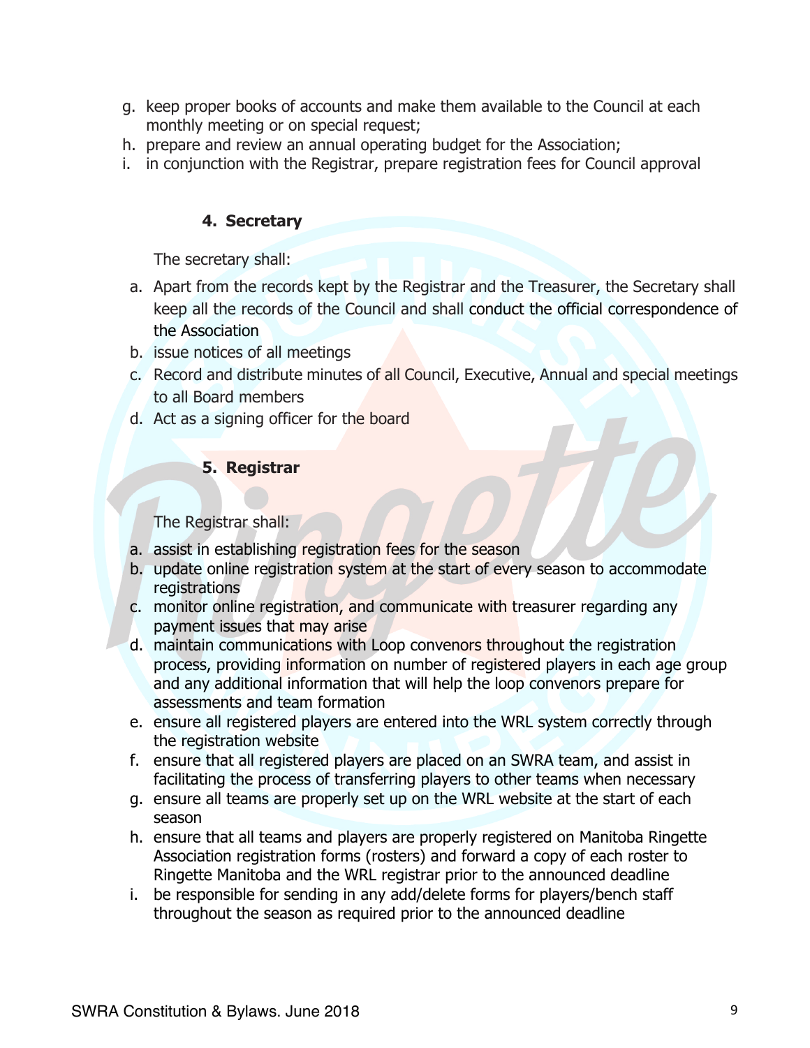g. keep proper books of accounts and make them available to the Council at each monthly meeting or on special request;
h. prepare and review an annual operating budget for the Association;
i. in conjunction with the Registrar, prepare registration fees for Council approval

### 4. Secretary

The secretary shall:

a. Apart from the records kept by the Registrar and the Treasurer, the Secretary shall keep all the records of the Council and shall conduct the official correspondence of the Association
b. issue notices of all meetings
c. Record and distribute minutes of all Council, Executive, Annual and special meetings to all Board members
d. Act as a signing officer for the board

### 5. Registrar

The Registrar shall:

a. assist in establishing registration fees for the season
b. update online registration system at the start of every season to accommodate registrations
c. monitor online registration, and communicate with treasurer regarding any payment issues that may arise
d. maintain communications with Loop convenors throughout the registration process, providing information on number of registered players in each age group and any additional information that will help the loop convenors prepare for assessments and team formation
e. ensure all registered players are entered into the WRL system correctly through the registration website
f. ensure that all registered players are placed on an SWRA team, and assist in facilitating the process of transferring players to other teams when necessary
g. ensure all teams are properly set up on the WRL website at the start of each season
h. ensure that all teams and players are properly registered on Manitoba Ringette Association registration forms (rosters) and forward a copy of each roster to Ringette Manitoba and the WRL registrar prior to the announced deadline
i. be responsible for sending in any add/delete forms for players/bench staff throughout the season as required prior to the announced deadline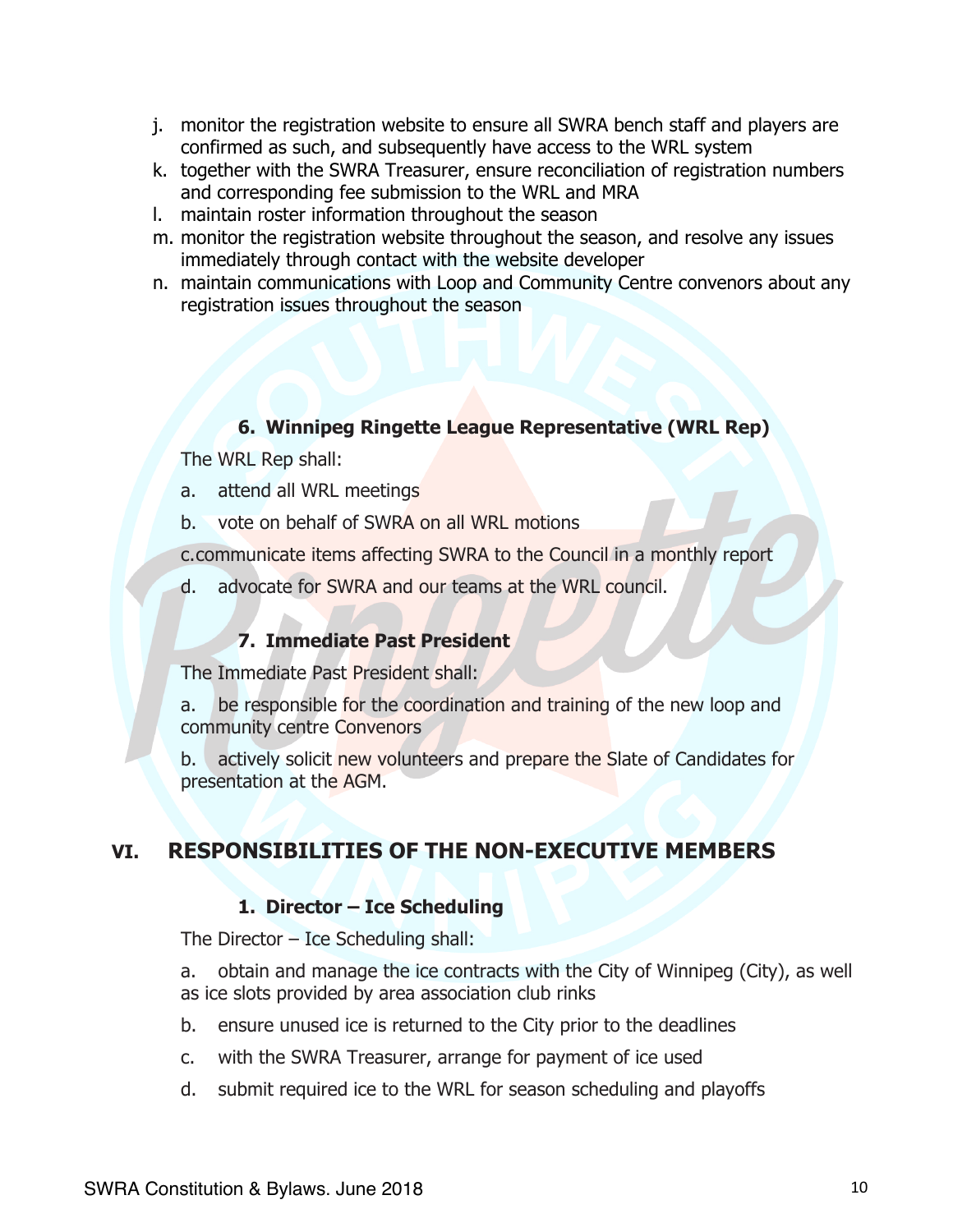j. monitor the registration website to ensure all SWRA bench staff and players are confirmed as such, and subsequently have access to the WRL system
k. together with the SWRA Treasurer, ensure reconciliation of registration numbers and corresponding fee submission to the WRL and MRA
l. maintain roster information throughout the season
m. monitor the registration website throughout the season, and resolve any issues immediately through contact with the website developer
n. maintain communications with Loop and Community Centre convenors about any registration issues throughout the season

### 6. Winnipeg Ringette League Representative (WRL Rep)

The WRL Rep shall:

a. attend all WRL meetings

b. vote on behalf of SWRA on all WRL motions

c. communicate items affecting SWRA to the Council in a monthly report

d. advocate for SWRA and our teams at the WRL council.

### 7. Immediate Past President

The Immediate Past President shall:

a. be responsible for the coordination and training of the new loop and community centre Convenors

b. actively solicit new volunteers and prepare the Slate of Candidates for presentation at the AGM.

## VI. RESPONSIBILITIES OF THE NON-EXECUTIVE MEMBERS

### 1. Director – Ice Scheduling

The Director – Ice Scheduling shall:

a. obtain and manage the ice contracts with the City of Winnipeg (City), as well as ice slots provided by area association club rinks

b. ensure unused ice is returned to the City prior to the deadlines

c. with the SWRA Treasurer, arrange for payment of ice used

d. submit required ice to the WRL for season scheduling and playoffs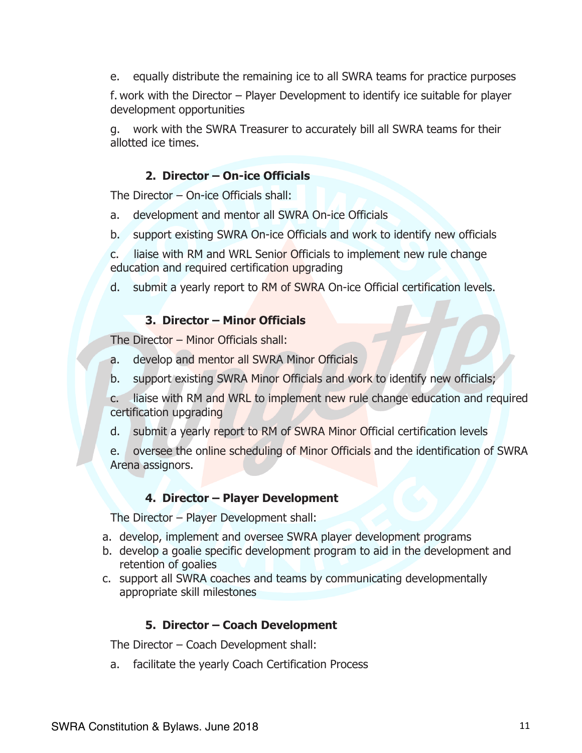e. equally distribute the remaining ice to all SWRA teams for practice purposes

f. work with the Director – Player Development to identify ice suitable for player development opportunities

g. work with the SWRA Treasurer to accurately bill all SWRA teams for their allotted ice times.

### 2. Director – On-ice Officials

The Director – On-ice Officials shall:

a. development and mentor all SWRA On-ice Officials

b. support existing SWRA On-ice Officials and work to identify new officials

c. liaise with RM and WRL Senior Officials to implement new rule change education and required certification upgrading

d. submit a yearly report to RM of SWRA On-ice Official certification levels.

### 3. Director – Minor Officials

The Director – Minor Officials shall:

a. develop and mentor all SWRA Minor Officials

b. support existing SWRA Minor Officials and work to identify new officials;

c. liaise with RM and WRL to implement new rule change education and required certification upgrading

d. submit a yearly report to RM of SWRA Minor Official certification levels

e. oversee the online scheduling of Minor Officials and the identification of SWRA Arena assignors.

### 4. Director – Player Development

The Director – Player Development shall:

a. develop, implement and oversee SWRA player development programs
b. develop a goalie specific development program to aid in the development and retention of goalies
c. support all SWRA coaches and teams by communicating developmentally appropriate skill milestones

### 5. Director – Coach Development

The Director – Coach Development shall:

a. facilitate the yearly Coach Certification Process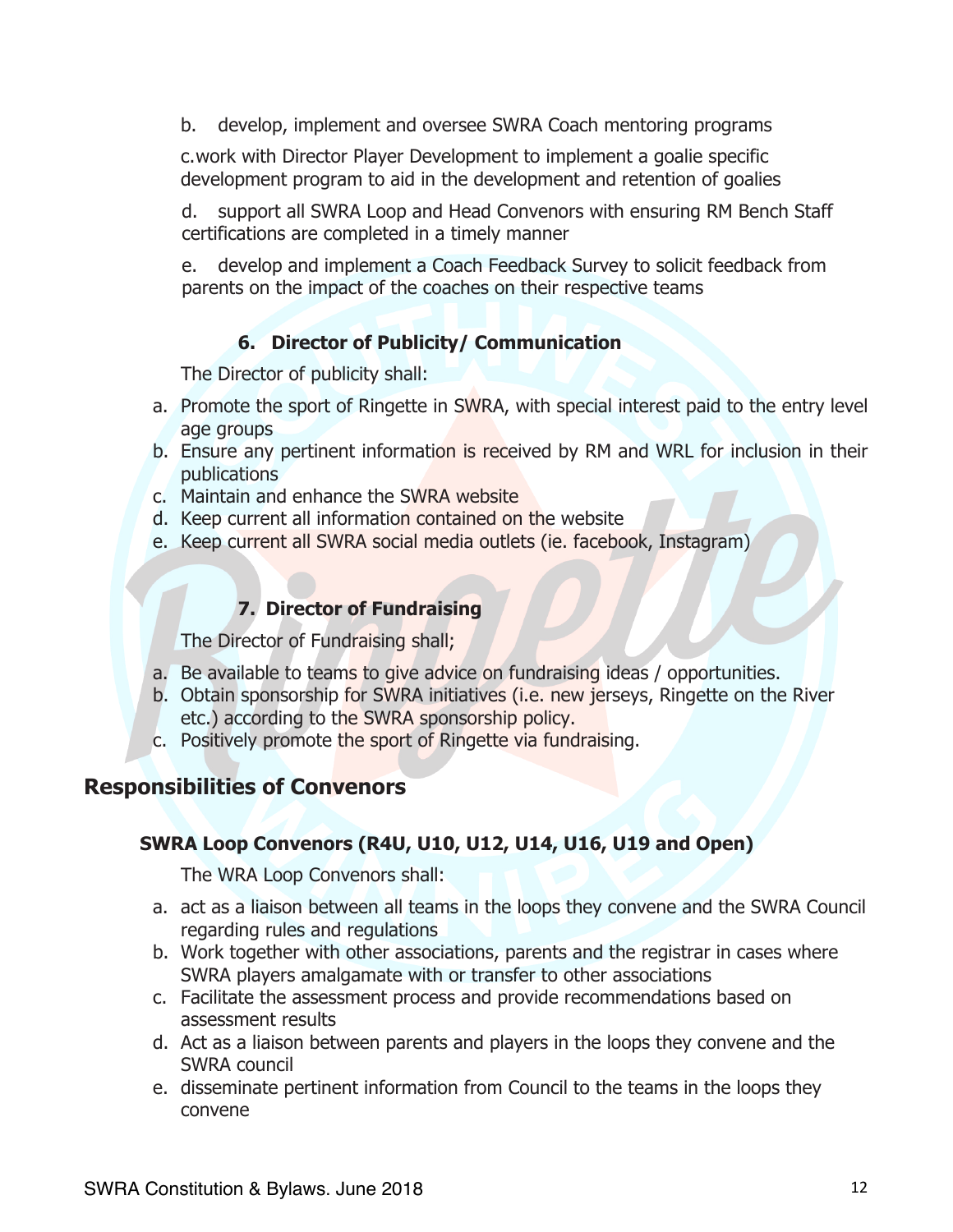b. develop, implement and oversee SWRA Coach mentoring programs

c. work with Director Player Development to implement a goalie specific development program to aid in the development and retention of goalies

d. support all SWRA Loop and Head Convenors with ensuring RM Bench Staff certifications are completed in a timely manner

e. develop and implement a Coach Feedback Survey to solicit feedback from parents on the impact of the coaches on their respective teams

### 6. Director of Publicity/ Communication

The Director of publicity shall:

a. Promote the sport of Ringette in SWRA, with special interest paid to the entry level age groups
b. Ensure any pertinent information is received by RM and WRL for inclusion in their publications
c. Maintain and enhance the SWRA website
d. Keep current all information contained on the website
e. Keep current all SWRA social media outlets (ie. facebook, Instagram)

### 7. Director of Fundraising

The Director of Fundraising shall;

a. Be available to teams to give advice on fundraising ideas / opportunities.
b. Obtain sponsorship for SWRA initiatives (i.e. new jerseys, Ringette on the River etc.) according to the SWRA sponsorship policy.
c. Positively promote the sport of Ringette via fundraising.

## Responsibilities of Convenors

### SWRA Loop Convenors (R4U, U10, U12, U14, U16, U19 and Open)

The WRA Loop Convenors shall:

a. act as a liaison between all teams in the loops they convene and the SWRA Council regarding rules and regulations
b. Work together with other associations, parents and the registrar in cases where SWRA players amalgamate with or transfer to other associations
c. Facilitate the assessment process and provide recommendations based on assessment results
d. Act as a liaison between parents and players in the loops they convene and the SWRA council
e. disseminate pertinent information from Council to the teams in the loops they convene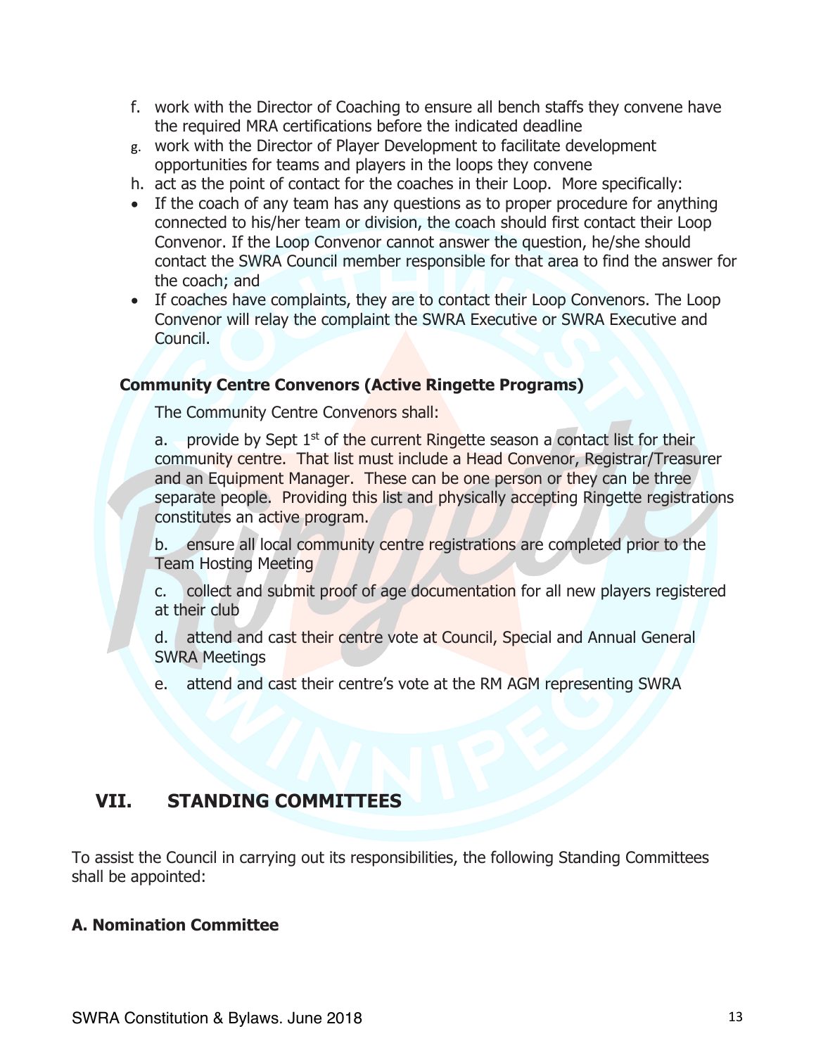f. work with the Director of Coaching to ensure all bench staffs they convene have the required MRA certifications before the indicated deadline
g. work with the Director of Player Development to facilitate development opportunities for teams and players in the loops they convene
h. act as the point of contact for the coaches in their Loop. More specifically:

- If the coach of any team has any questions as to proper procedure for anything connected to his/her team or division, the coach should first contact their Loop Convenor. If the Loop Convenor cannot answer the question, he/she should contact the SWRA Council member responsible for that area to find the answer for the coach; and
- If coaches have complaints, they are to contact their Loop Convenors. The Loop Convenor will relay the complaint the SWRA Executive or SWRA Executive and Council.

**Community Centre Convenors (Active Ringette Programs)**

The Community Centre Convenors shall:

a. provide by Sept 1st of the current Ringette season a contact list for their community centre. That list must include a Head Convenor, Registrar/Treasurer and an Equipment Manager. These can be one person or they can be three separate people. Providing this list and physically accepting Ringette registrations constitutes an active program.

b. ensure all local community centre registrations are completed prior to the Team Hosting Meeting

c. collect and submit proof of age documentation for all new players registered at their club

d. attend and cast their centre vote at Council, Special and Annual General SWRA Meetings

e. attend and cast their centre's vote at the RM AGM representing SWRA

## VII. STANDING COMMITTEES

To assist the Council in carrying out its responsibilities, the following Standing Committees shall be appointed:

### A. Nomination Committee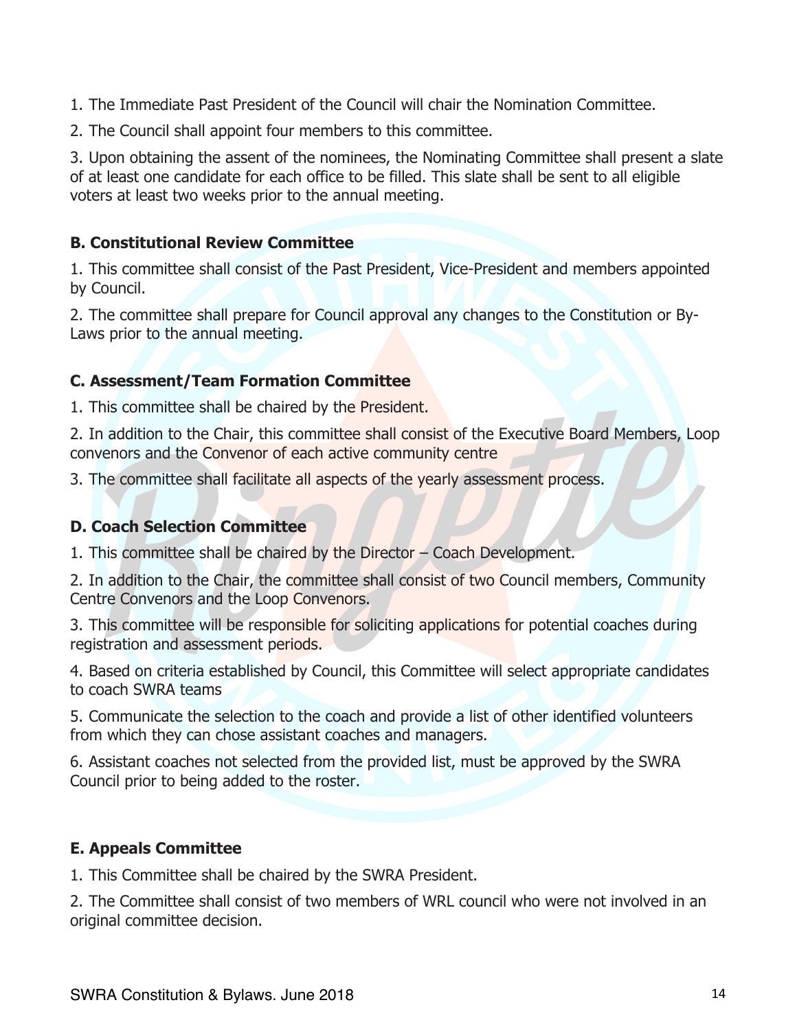1. The Immediate Past President of the Council will chair the Nomination Committee.

2. The Council shall appoint four members to this committee.

3. Upon obtaining the assent of the nominees, the Nominating Committee shall present a slate of at least one candidate for each office to be filled. This slate shall be sent to all eligible voters at least two weeks prior to the annual meeting.

**B. Constitutional Review Committee**

1. This committee shall consist of the Past President, Vice-President and members appointed by Council.

2. The committee shall prepare for Council approval any changes to the Constitution or By-Laws prior to the annual meeting.

**C. Assessment/Team Formation Committee**

1. This committee shall be chaired by the President.

2. In addition to the Chair, this committee shall consist of the Executive Board Members, Loop convenors and the Convenor of each active community centre

3. The committee shall facilitate all aspects of the yearly assessment process.

**D. Coach Selection Committee**

1. This committee shall be chaired by the Director – Coach Development.

2. In addition to the Chair, the committee shall consist of two Council members, Community Centre Convenors and the Loop Convenors.

3. This committee will be responsible for soliciting applications for potential coaches during registration and assessment periods.

4. Based on criteria established by Council, this Committee will select appropriate candidates to coach SWRA teams

5. Communicate the selection to the coach and provide a list of other identified volunteers from which they can chose assistant coaches and managers.

6. Assistant coaches not selected from the provided list, must be approved by the SWRA Council prior to being added to the roster.

**E. Appeals Committee**

1. This Committee shall be chaired by the SWRA President.

2. The Committee shall consist of two members of WRL council who were not involved in an original committee decision.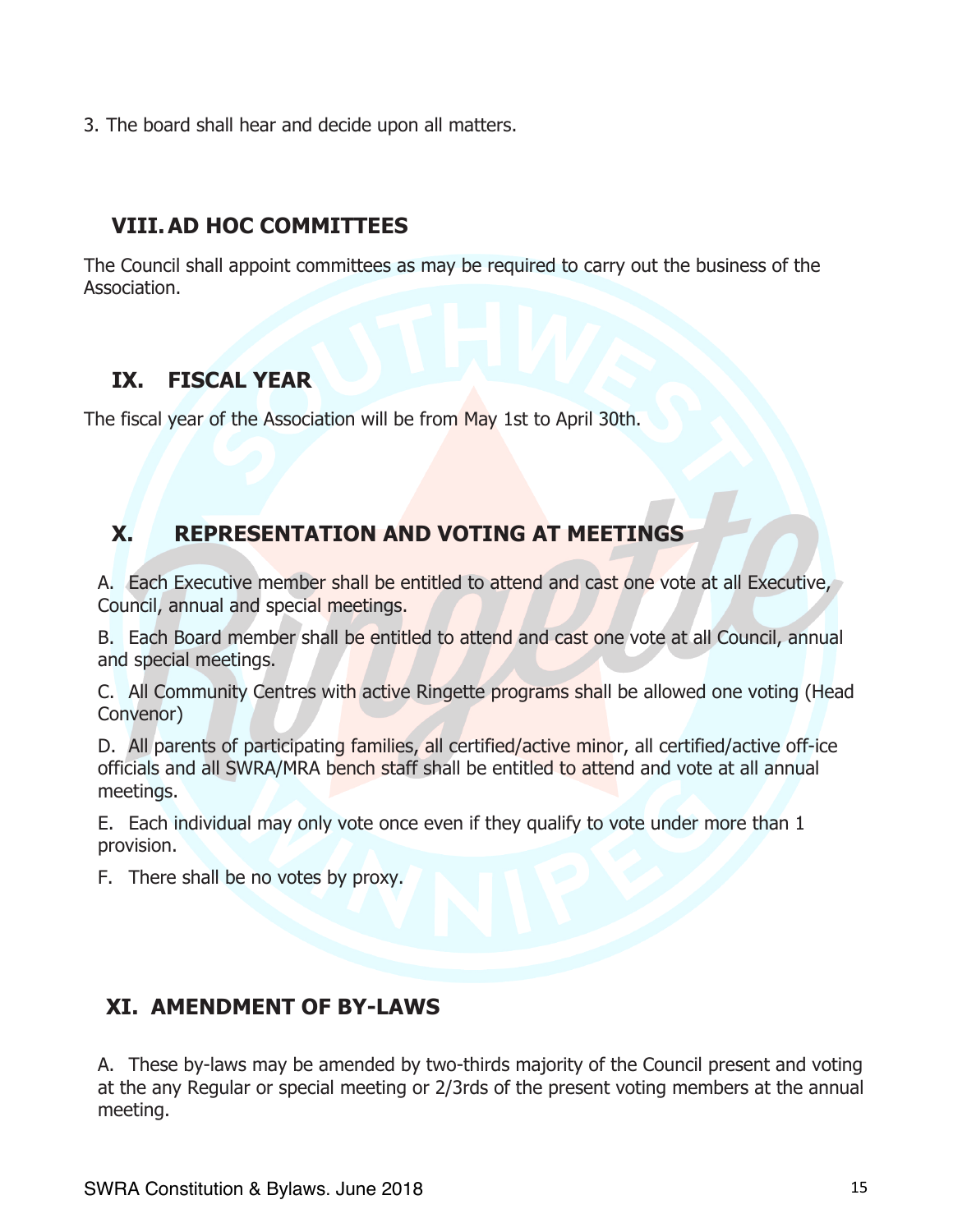3. The board shall hear and decide upon all matters.

## VIII. AD HOC COMMITTEES

The Council shall appoint committees as may be required to carry out the business of the Association.

## IX. FISCAL YEAR

The fiscal year of the Association will be from May 1st to April 30th.

## X. REPRESENTATION AND VOTING AT MEETINGS

A. Each Executive member shall be entitled to attend and cast one vote at all Executive, Council, annual and special meetings.

B. Each Board member shall be entitled to attend and cast one vote at all Council, annual and special meetings.

C. All Community Centres with active Ringette programs shall be allowed one voting (Head Convenor)

D. All parents of participating families, all certified/active minor, all certified/active off-ice officials and all SWRA/MRA bench staff shall be entitled to attend and vote at all annual meetings.

E. Each individual may only vote once even if they qualify to vote under more than 1 provision.

F. There shall be no votes by proxy.

## XI. AMENDMENT OF BY-LAWS

A. These by-laws may be amended by two-thirds majority of the Council present and voting at the any Regular or special meeting or 2/3rds of the present voting members at the annual meeting.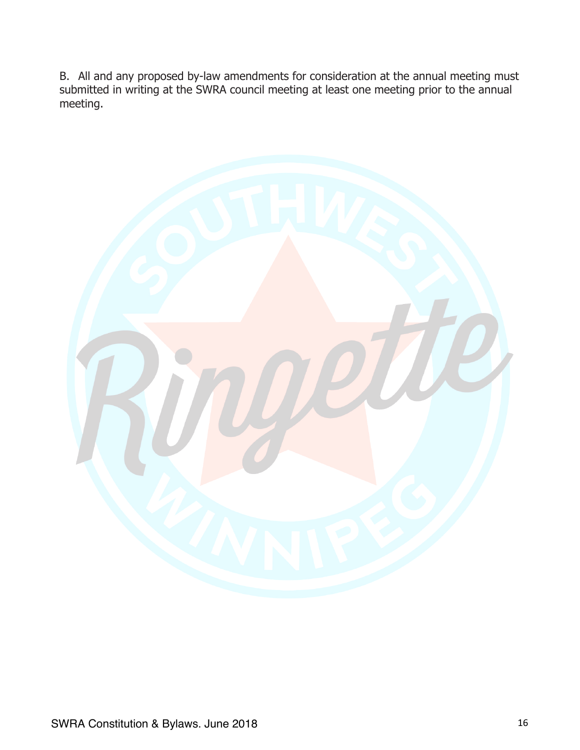B. All and any proposed by-law amendments for consideration at the annual meeting must submitted in writing at the SWRA council meeting at least one meeting prior to the annual meeting.